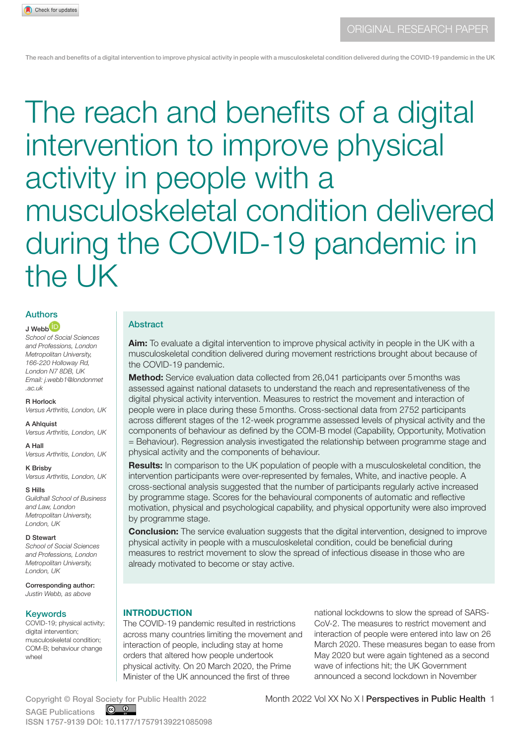ORIGINAL RESEARCH PAPER

# The reach and benefits of a digital intervention to improve physical activity in people with a musculoskeletal condition delivered during the COVID-19 pandemic in the UK

## Authors

**J Webb**
*School of Social Sciences and Professions, London Metropolitan University, 166-220 Holloway Rd, London N7 8DB, UK*
*Email: j.webb1@londonmet.ac.uk*

**R Horlock**
*Versus Arthritis, London, UK*

**A Ahlquist**
*Versus Arthritis, London, UK*

**A Hall**
*Versus Arthritis, London, UK*

**K Brisby**
*Versus Arthritis, London, UK*

**S Hills**
*Guildhall School of Business and Law, London Metropolitan University, London, UK*

**D Stewart**
*School of Social Sciences and Professions, London Metropolitan University, London, UK*

**Corresponding author:**
*Justin Webb, as above*

## Keywords

COVID-19; physical activity; digital intervention; musculoskeletal condition; COM-B; behaviour change wheel

## Abstract

**Aim:** To evaluate a digital intervention to improve physical activity in people in the UK with a musculoskeletal condition delivered during movement restrictions brought about because of the COVID-19 pandemic.

**Method:** Service evaluation data collected from 26,041 participants over 5 months was assessed against national datasets to understand the reach and representativeness of the digital physical activity intervention. Measures to restrict the movement and interaction of people were in place during these 5 months. Cross-sectional data from 2752 participants across different stages of the 12-week programme assessed levels of physical activity and the components of behaviour as defined by the COM-B model (Capability, Opportunity, Motivation = Behaviour). Regression analysis investigated the relationship between programme stage and physical activity and the components of behaviour.

**Results:** In comparison to the UK population of people with a musculoskeletal condition, the intervention participants were over-represented by females, White, and inactive people. A cross-sectional analysis suggested that the number of participants regularly active increased by programme stage. Scores for the behavioural components of automatic and reflective motivation, physical and psychological capability, and physical opportunity were also improved by programme stage.

**Conclusion:** The service evaluation suggests that the digital intervention, designed to improve physical activity in people with a musculoskeletal condition, could be beneficial during measures to restrict movement to slow the spread of infectious disease in those who are already motivated to become or stay active.

## INTRODUCTION

The COVID-19 pandemic resulted in restrictions across many countries limiting the movement and interaction of people, including stay at home orders that altered how people undertook physical activity. On 20 March 2020, the Prime Minister of the UK announced the first of three national lockdowns to slow the spread of SARS-CoV-2. The measures to restrict movement and interaction of people were entered into law on 26 March 2020. These measures began to ease from May 2020 but were again tightened as a second wave of infections hit; the UK Government announced a second lockdown in November

Copyright © Royal Society for Public Health 2022
SAGE Publications
ISSN 1757-9139 DOI: 10.1177/17579139221085098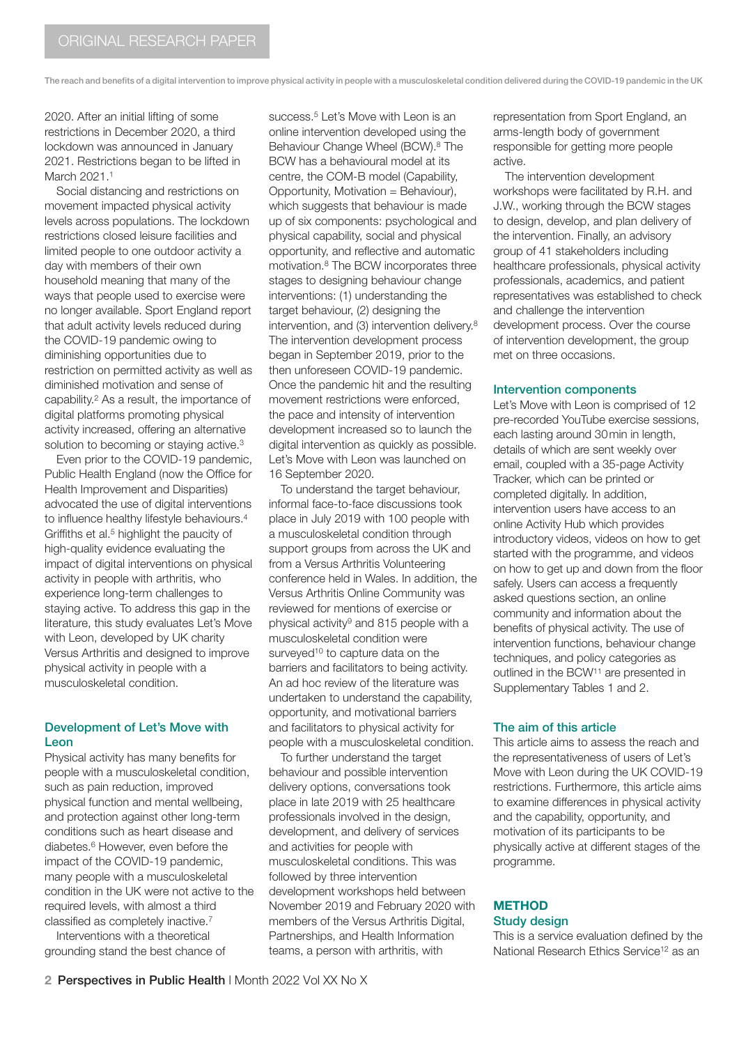2020. After an initial lifting of some restrictions in December 2020, a third lockdown was announced in January 2021. Restrictions began to be lifted in March 2021.[1]

Social distancing and restrictions on movement impacted physical activity levels across populations. The lockdown restrictions closed leisure facilities and limited people to one outdoor activity a day with members of their own household meaning that many of the ways that people used to exercise were no longer available. Sport England report that adult activity levels reduced during the COVID-19 pandemic owing to diminishing opportunities due to restriction on permitted activity as well as diminished motivation and sense of capability.[2] As a result, the importance of digital platforms promoting physical activity increased, offering an alternative solution to becoming or staying active.[3]

Even prior to the COVID-19 pandemic, Public Health England (now the Office for Health Improvement and Disparities) advocated the use of digital interventions to influence healthy lifestyle behaviours.[4] Griffiths et al.[5] highlight the paucity of high-quality evidence evaluating the impact of digital interventions on physical activity in people with arthritis, who experience long-term challenges to staying active. To address this gap in the literature, this study evaluates Let's Move with Leon, developed by UK charity Versus Arthritis and designed to improve physical activity in people with a musculoskeletal condition.

## Development of Let's Move with Leon

Physical activity has many benefits for people with a musculoskeletal condition, such as pain reduction, improved physical function and mental wellbeing, and protection against other long-term conditions such as heart disease and diabetes.[6] However, even before the impact of the COVID-19 pandemic, many people with a musculoskeletal condition in the UK were not active to the required levels, with almost a third classified as completely inactive.[7]

Interventions with a theoretical grounding stand the best chance of success.[5] Let's Move with Leon is an online intervention developed using the Behaviour Change Wheel (BCW).[8] The BCW has a behavioural model at its centre, the COM-B model (Capability, Opportunity, Motivation = Behaviour), which suggests that behaviour is made up of six components: psychological and physical capability, social and physical opportunity, and reflective and automatic motivation.[8] The BCW incorporates three stages to designing behaviour change interventions: (1) understanding the target behaviour, (2) designing the intervention, and (3) intervention delivery.[8] The intervention development process began in September 2019, prior to the then unforeseen COVID-19 pandemic. Once the pandemic hit and the resulting movement restrictions were enforced, the pace and intensity of intervention development increased so to launch the digital intervention as quickly as possible. Let's Move with Leon was launched on 16 September 2020.

To understand the target behaviour, informal face-to-face discussions took place in July 2019 with 100 people with a musculoskeletal condition through support groups from across the UK and from a Versus Arthritis Volunteering conference held in Wales. In addition, the Versus Arthritis Online Community was reviewed for mentions of exercise or physical activity[9] and 815 people with a musculoskeletal condition were surveyed[10] to capture data on the barriers and facilitators to being activity. An ad hoc review of the literature was undertaken to understand the capability, opportunity, and motivational barriers and facilitators to physical activity for people with a musculoskeletal condition.

To further understand the target behaviour and possible intervention delivery options, conversations took place in late 2019 with 25 healthcare professionals involved in the design, development, and delivery of services and activities for people with musculoskeletal conditions. This was followed by three intervention development workshops held between November 2019 and February 2020 with members of the Versus Arthritis Digital, Partnerships, and Health Information teams, a person with arthritis, with representation from Sport England, an arms-length body of government responsible for getting more people active.

The intervention development workshops were facilitated by R.H. and J.W., working through the BCW stages to design, develop, and plan delivery of the intervention. Finally, an advisory group of 41 stakeholders including healthcare professionals, physical activity professionals, academics, and patient representatives was established to check and challenge the intervention development process. Over the course of intervention development, the group met on three occasions.

## Intervention components

Let's Move with Leon is comprised of 12 pre-recorded YouTube exercise sessions, each lasting around 30 min in length, details of which are sent weekly over email, coupled with a 35-page Activity Tracker, which can be printed or completed digitally. In addition, intervention users have access to an online Activity Hub which provides introductory videos, videos on how to get started with the programme, and videos on how to get up and down from the floor safely. Users can access a frequently asked questions section, an online community and information about the benefits of physical activity. The use of intervention functions, behaviour change techniques, and policy categories as outlined in the BCW[11] are presented in Supplementary Tables 1 and 2.

## The aim of this article

This article aims to assess the reach and the representativeness of users of Let's Move with Leon during the UK COVID-19 restrictions. Furthermore, this article aims to examine differences in physical activity and the capability, opportunity, and motivation of its participants to be physically active at different stages of the programme.

# METHOD

## Study design

This is a service evaluation defined by the National Research Ethics Service[12] as an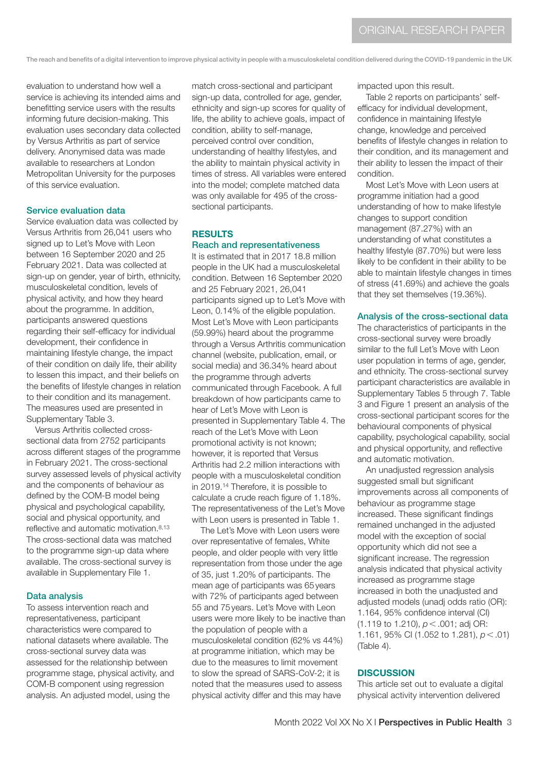evaluation to understand how well a service is achieving its intended aims and benefitting service users with the results informing future decision-making. This evaluation uses secondary data collected by Versus Arthritis as part of service delivery. Anonymised data was made available to researchers at London Metropolitan University for the purposes of this service evaluation.

### Service evaluation data

Service evaluation data was collected by Versus Arthritis from 26,041 users who signed up to Let's Move with Leon between 16 September 2020 and 25 February 2021. Data was collected at sign-up on gender, year of birth, ethnicity, musculoskeletal condition, levels of physical activity, and how they heard about the programme. In addition, participants answered questions regarding their self-efficacy for individual development, their confidence in maintaining lifestyle change, the impact of their condition on daily life, their ability to lessen this impact, and their beliefs on the benefits of lifestyle changes in relation to their condition and its management. The measures used are presented in Supplementary Table 3.

Versus Arthritis collected cross-sectional data from 2752 participants across different stages of the programme in February 2021. The cross-sectional survey assessed levels of physical activity and the components of behaviour as defined by the COM-B model being physical and psychological capability, social and physical opportunity, and reflective and automatic motivation.[8,13] The cross-sectional data was matched to the programme sign-up data where available. The cross-sectional survey is available in Supplementary File 1.

### Data analysis

To assess intervention reach and representativeness, participant characteristics were compared to national datasets where available. The cross-sectional survey data was assessed for the relationship between programme stage, physical activity, and COM-B component using regression analysis. An adjusted model, using the match cross-sectional and participant sign-up data, controlled for age, gender, ethnicity and sign-up scores for quality of life, the ability to achieve goals, impact of condition, ability to self-manage, perceived control over condition, understanding of healthy lifestyles, and the ability to maintain physical activity in times of stress. All variables were entered into the model; complete matched data was only available for 495 of the cross-sectional participants.

## RESULTS

### Reach and representativeness

It is estimated that in 2017 18.8 million people in the UK had a musculoskeletal condition. Between 16 September 2020 and 25 February 2021, 26,041 participants signed up to Let's Move with Leon, 0.14% of the eligible population. Most Let's Move with Leon participants (59.99%) heard about the programme through a Versus Arthritis communication channel (website, publication, email, or social media) and 36.34% heard about the programme through adverts communicated through Facebook. A full breakdown of how participants came to hear of Let's Move with Leon is presented in Supplementary Table 4. The reach of the Let's Move with Leon promotional activity is not known; however, it is reported that Versus Arthritis had 2.2 million interactions with people with a musculoskeletal condition in 2019.[14] Therefore, it is possible to calculate a crude reach figure of 1.18%. The representativeness of the Let's Move with Leon users is presented in Table 1.

The Let's Move with Leon users were over representative of females, White people, and older people with very little representation from those under the age of 35, just 1.20% of participants. The mean age of participants was 65 years with 72% of participants aged between 55 and 75 years. Let's Move with Leon users were more likely to be inactive than the population of people with a musculoskeletal condition (62% vs 44%) at programme initiation, which may be due to the measures to limit movement to slow the spread of SARS-CoV-2; it is noted that the measures used to assess physical activity differ and this may have impacted upon this result.

Table 2 reports on participants' self-efficacy for individual development, confidence in maintaining lifestyle change, knowledge and perceived benefits of lifestyle changes in relation to their condition, and its management and their ability to lessen the impact of their condition.

Most Let's Move with Leon users at programme initiation had a good understanding of how to make lifestyle changes to support condition management (87.27%) with an understanding of what constitutes a healthy lifestyle (87.70%) but were less likely to be confident in their ability to be able to maintain lifestyle changes in times of stress (41.69%) and achieve the goals that they set themselves (19.36%).

### Analysis of the cross-sectional data

The characteristics of participants in the cross-sectional survey were broadly similar to the full Let's Move with Leon user population in terms of age, gender, and ethnicity. The cross-sectional survey participant characteristics are available in Supplementary Tables 5 through 7. Table 3 and Figure 1 present an analysis of the cross-sectional participant scores for the behavioural components of physical capability, psychological capability, social and physical opportunity, and reflective and automatic motivation.

An unadjusted regression analysis suggested small but significant improvements across all components of behaviour as programme stage increased. These significant findings remained unchanged in the adjusted model with the exception of social opportunity which did not see a significant increase. The regression analysis indicated that physical activity increased as programme stage increased in both the unadjusted and adjusted models (unadj odds ratio (OR): 1.164, 95% confidence interval (CI) (1.119 to 1.210), $p < .001$; adj OR: 1.161, 95% CI (1.052 to 1.281), $p < .01$) (Table 4).

## DISCUSSION

This article set out to evaluate a digital physical activity intervention delivered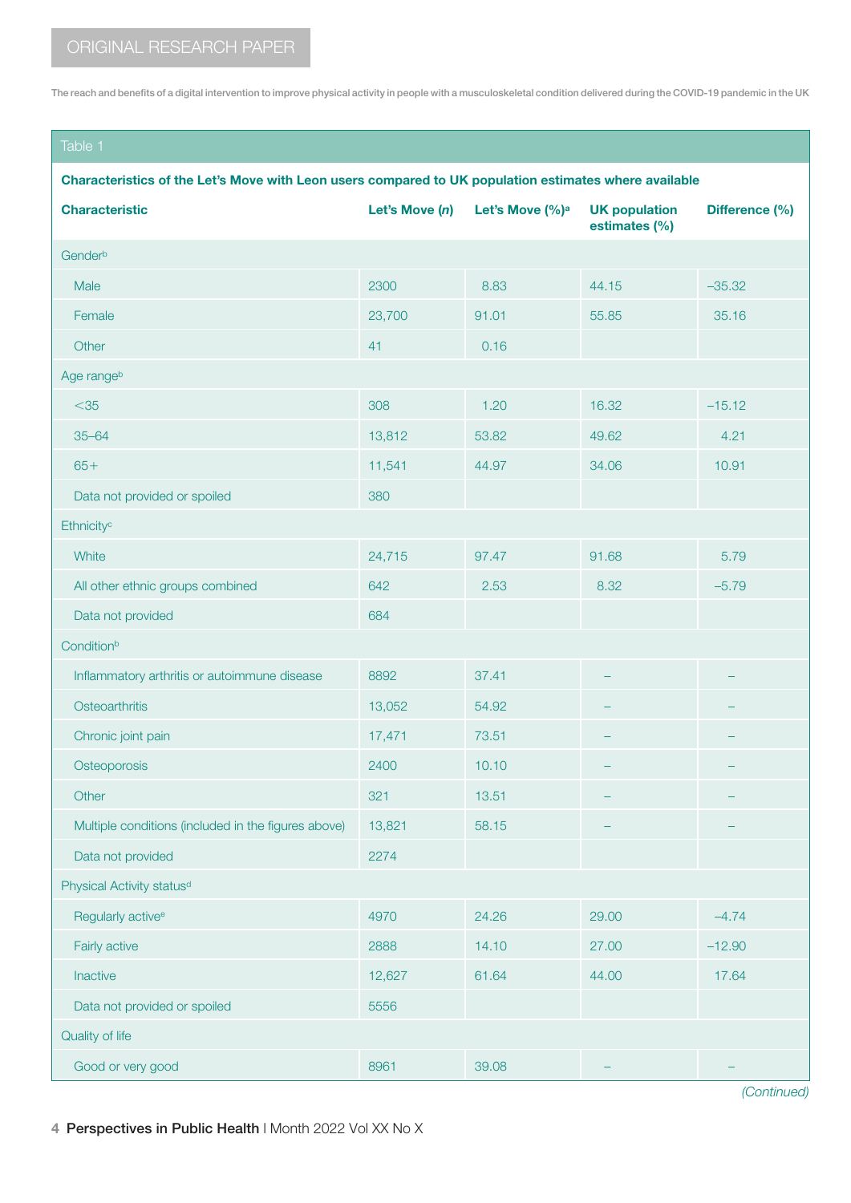Table 1

**Characteristics of the Let's Move with Leon users compared to UK population estimates where available**

| Characteristic | Let's Move (*n*) | Let's Move (%)[a] | UK population estimates (%) | Difference (%) |
|---|---|---|---|---|
| Gender[b] | | | | |
| Male | 2300 | 8.83 | 44.15 | −35.32 |
| Female | 23,700 | 91.01 | 55.85 | 35.16 |
| Other | 41 | 0.16 | | |
| Age range[b] | | | | |
| <35 | 308 | 1.20 | 16.32 | −15.12 |
| 35–64 | 13,812 | 53.82 | 49.62 | 4.21 |
| 65+ | 11,541 | 44.97 | 34.06 | 10.91 |
| Data not provided or spoiled | 380 | | | |
| Ethnicity[c] | | | | |
| White | 24,715 | 97.47 | 91.68 | 5.79 |
| All other ethnic groups combined | 642 | 2.53 | 8.32 | −5.79 |
| Data not provided | 684 | | | |
| Condition[b] | | | | |
| Inflammatory arthritis or autoimmune disease | 8892 | 37.41 | – | – |
| Osteoarthritis | 13,052 | 54.92 | – | – |
| Chronic joint pain | 17,471 | 73.51 | – | – |
| Osteoporosis | 2400 | 10.10 | – | – |
| Other | 321 | 13.51 | – | – |
| Multiple conditions (included in the figures above) | 13,821 | 58.15 | – | – |
| Data not provided | 2274 | | | |
| Physical Activity status[d] | | | | |
| Regularly active[e] | 4970 | 24.26 | 29.00 | −4.74 |
| Fairly active | 2888 | 14.10 | 27.00 | −12.90 |
| Inactive | 12,627 | 61.64 | 44.00 | 17.64 |
| Data not provided or spoiled | 5556 | | | |
| Quality of life | | | | |
| Good or very good | 8961 | 39.08 | – | – |

*(Continued)*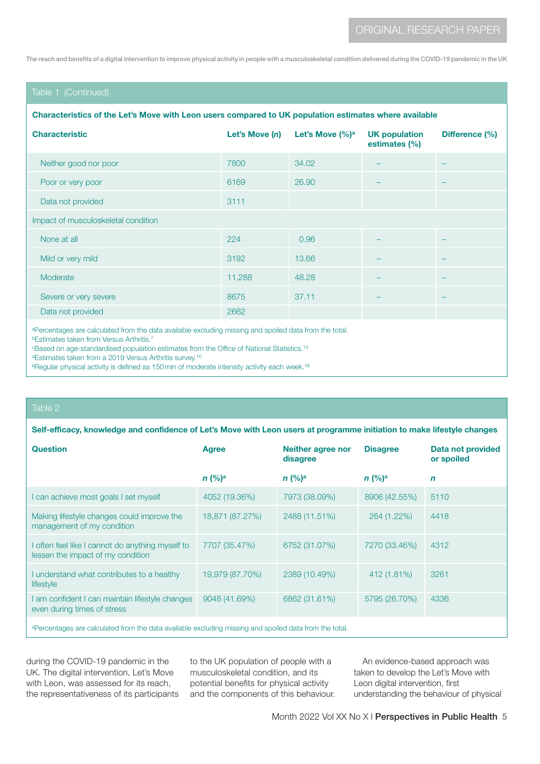Table 1 (Continued)

**Characteristics of the Let's Move with Leon users compared to UK population estimates where available**

| Characteristic | Let's Move (*n*) | Let's Move (%)[a] | UK population estimates (%) | Difference (%) |
|---|---|---|---|---|
| Neither good nor poor | 7800 | 34.02 | – | – |
| Poor or very poor | 6169 | 26.90 | – | – |
| Data not provided | 3111 | | | |
| Impact of musculoskeletal condition | | | | |
| None at all | 224 | 0.96 | – | – |
| Mild or very mild | 3192 | 13.66 | – | – |
| Moderate | 11,288 | 48.28 | – | – |
| Severe or very severe | 8675 | 37.11 | – | – |
| Data not provided | 2662 | | | |

[a]Percentages are calculated from the data available excluding missing and spoiled data from the total.
[b]Estimates taken from Versus Arthritis.[7]
[c]Based on age-standardised population estimates from the Office of National Statistics.[15]
[d]Estimates taken from a 2019 Versus Arthritis survey.[10]
[e]Regular physical activity is defined as 150 min of moderate intensity activity each week.[16]

Table 2

**Self-efficacy, knowledge and confidence of Let's Move with Leon users at programme initiation to make lifestyle changes**

| Question | Agree | Neither agree nor disagree | Disagree | Data not provided or spoiled |
|---|---|---|---|---|
| | *n* (%)[a] | *n* (%)[a] | *n* (%)[a] | *n* |
| I can achieve most goals I set myself | 4052 (19.36%) | 7973 (38.09%) | 8906 (42.55%) | 5110 |
| Making lifestyle changes could improve the management of my condition | 18,871 (87.27%) | 2488 (11.51%) | 264 (1.22%) | 4418 |
| I often feel like I cannot do anything myself to lessen the impact of my condition | 7707 (35.47%) | 6752 (31.07%) | 7270 (33.46%) | 4312 |
| I understand what contributes to a healthy lifestyle | 19,979 (87.70%) | 2389 (10.49%) | 412 (1.81%) | 3261 |
| I am confident I can maintain lifestyle changes even during times of stress | 9048 (41.69%) | 6862 (31.61%) | 5795 (26.70%) | 4336 |

[a]Percentages are calculated from the data available excluding missing and spoiled data from the total.

during the COVID-19 pandemic in the UK. The digital intervention, Let's Move with Leon, was assessed for its reach, the representativeness of its participants to the UK population of people with a musculoskeletal condition, and its potential benefits for physical activity and the components of this behaviour.

An evidence-based approach was taken to develop the Let's Move with Leon digital intervention, first understanding the behaviour of physical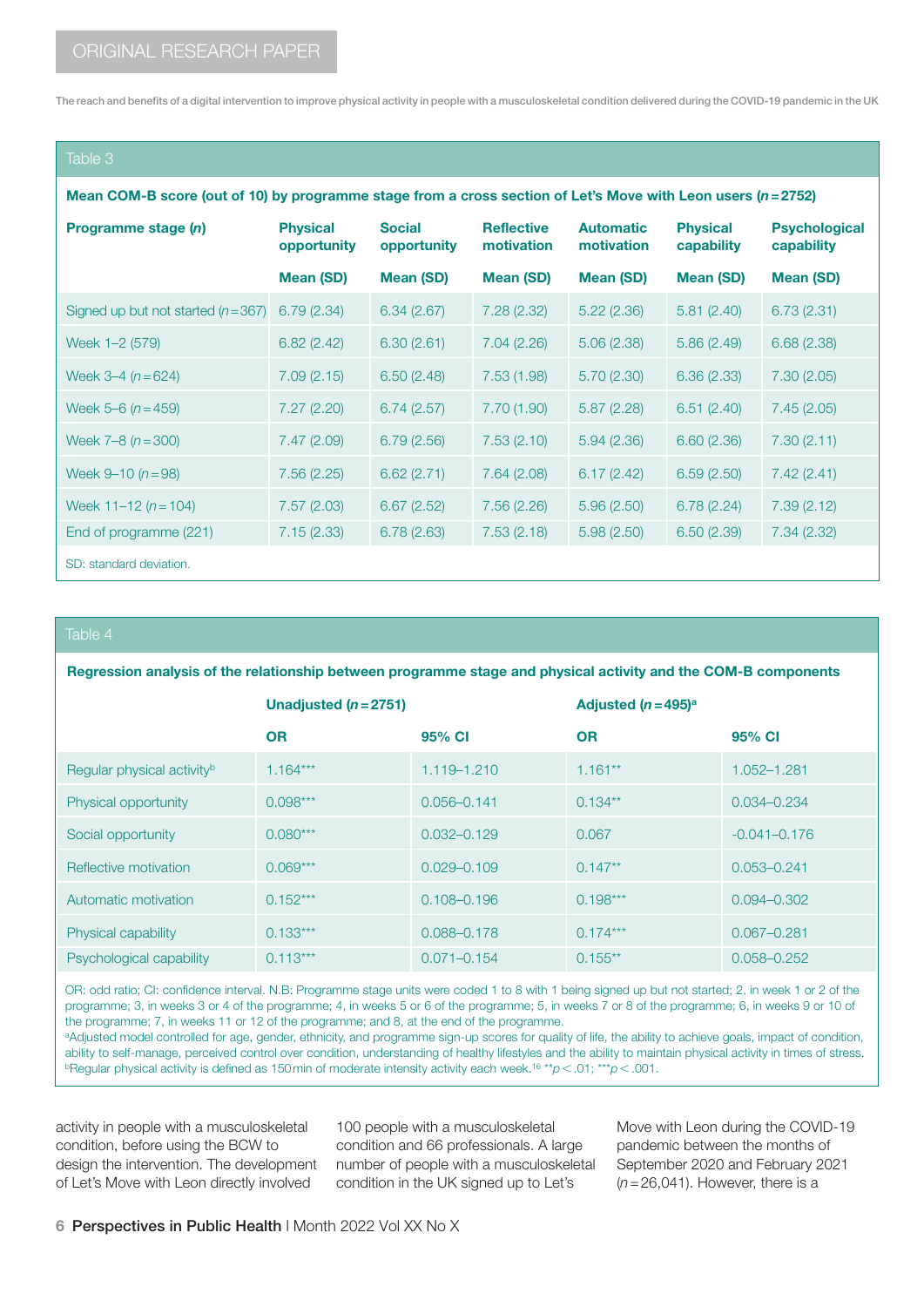**Table 3**

**Mean COM-B score (out of 10) by programme stage from a cross section of Let's Move with Leon users ($n = 2752$)**

| Programme stage ($n$) | Physical opportunity | Social opportunity | Reflective motivation | Automatic motivation | Physical capability | Psychological capability |
|---|---|---|---|---|---|---|
| | Mean (SD) | Mean (SD) | Mean (SD) | Mean (SD) | Mean (SD) | Mean (SD) |
| Signed up but not started ($n = 367$) | 6.79 (2.34) | 6.34 (2.67) | 7.28 (2.32) | 5.22 (2.36) | 5.81 (2.40) | 6.73 (2.31) |
| Week 1–2 (579) | 6.82 (2.42) | 6.30 (2.61) | 7.04 (2.26) | 5.06 (2.38) | 5.86 (2.49) | 6.68 (2.38) |
| Week 3–4 ($n = 624$) | 7.09 (2.15) | 6.50 (2.48) | 7.53 (1.98) | 5.70 (2.30) | 6.36 (2.33) | 7.30 (2.05) |
| Week 5–6 ($n = 459$) | 7.27 (2.20) | 6.74 (2.57) | 7.70 (1.90) | 5.87 (2.28) | 6.51 (2.40) | 7.45 (2.05) |
| Week 7–8 ($n = 300$) | 7.47 (2.09) | 6.79 (2.56) | 7.53 (2.10) | 5.94 (2.36) | 6.60 (2.36) | 7.30 (2.11) |
| Week 9–10 ($n = 98$) | 7.56 (2.25) | 6.62 (2.71) | 7.64 (2.08) | 6.17 (2.42) | 6.59 (2.50) | 7.42 (2.41) |
| Week 11–12 ($n = 104$) | 7.57 (2.03) | 6.67 (2.52) | 7.56 (2.26) | 5.96 (2.50) | 6.78 (2.24) | 7.39 (2.12) |
| End of programme (221) | 7.15 (2.33) | 6.78 (2.63) | 7.53 (2.18) | 5.98 (2.50) | 6.50 (2.39) | 7.34 (2.32) |

SD: standard deviation.

**Table 4**

**Regression analysis of the relationship between programme stage and physical activity and the COM-B components**

| | Unadjusted ($n = 2751$) | | Adjusted ($n = 495$)[a] | |
|---|---|---|---|---|
| | OR | 95% CI | OR | 95% CI |
| Regular physical activity[b] | 1.164*** | 1.119–1.210 | 1.161** | 1.052–1.281 |
| Physical opportunity | 0.098*** | 0.056–0.141 | 0.134** | 0.034–0.234 |
| Social opportunity | 0.080*** | 0.032–0.129 | 0.067 | -0.041–0.176 |
| Reflective motivation | 0.069*** | 0.029–0.109 | 0.147** | 0.053–0.241 |
| Automatic motivation | 0.152*** | 0.108–0.196 | 0.198*** | 0.094–0.302 |
| Physical capability | 0.133*** | 0.088–0.178 | 0.174*** | 0.067–0.281 |
| Psychological capability | 0.113*** | 0.071–0.154 | 0.155** | 0.058–0.252 |

OR: odd ratio; CI: confidence interval. N.B: Programme stage units were coded 1 to 8 with 1 being signed up but not started; 2, in week 1 or 2 of the programme; 3, in weeks 3 or 4 of the programme; 4, in weeks 5 or 6 of the programme; 5, in weeks 7 or 8 of the programme; 6, in weeks 9 or 10 of the programme; 7, in weeks 11 or 12 of the programme; and 8, at the end of the programme.
[a]Adjusted model controlled for age, gender, ethnicity, and programme sign-up scores for quality of life, the ability to achieve goals, impact of condition, ability to self-manage, perceived control over condition, understanding of healthy lifestyles and the ability to maintain physical activity in times of stress.
[b]Regular physical activity is defined as 150 min of moderate intensity activity each week.[16] ** $p < .01$; *** $p < .001$.

activity in people with a musculoskeletal condition, before using the BCW to design the intervention. The development of Let's Move with Leon directly involved 100 people with a musculoskeletal condition and 66 professionals. A large number of people with a musculoskeletal condition in the UK signed up to Let's Move with Leon during the COVID-19 pandemic between the months of September 2020 and February 2021 ($n = 26{,}041$). However, there is a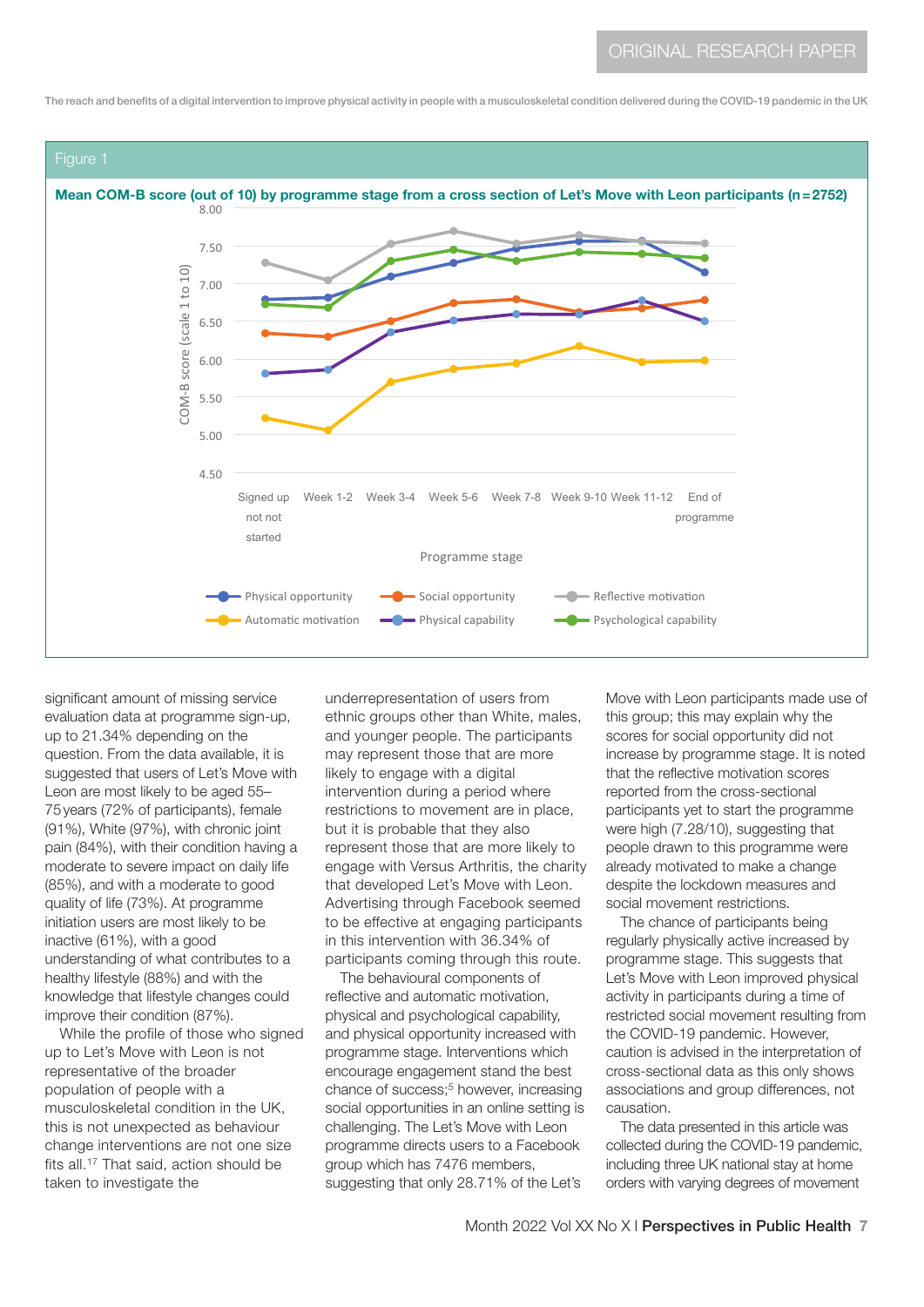Figure 1

**Mean COM-B score (out of 10) by programme stage from a cross section of Let's Move with Leon participants (n = 2752)**

significant amount of missing service evaluation data at programme sign-up, up to 21.34% depending on the question. From the data available, it is suggested that users of Let's Move with Leon are most likely to be aged 55–75 years (72% of participants), female (91%), White (97%), with chronic joint pain (84%), with their condition having a moderate to severe impact on daily life (85%), and with a moderate to good quality of life (73%). At programme initiation users are most likely to be inactive (61%), with a good understanding of what contributes to a healthy lifestyle (88%) and with the knowledge that lifestyle changes could improve their condition (87%).

While the profile of those who signed up to Let's Move with Leon is not representative of the broader population of people with a musculoskeletal condition in the UK, this is not unexpected as behaviour change interventions are not one size fits all.[17] That said, action should be taken to investigate the underrepresentation of users from ethnic groups other than White, males, and younger people. The participants may represent those that are more likely to engage with a digital intervention during a period where restrictions to movement are in place, but it is probable that they also represent those that are more likely to engage with Versus Arthritis, the charity that developed Let's Move with Leon. Advertising through Facebook seemed to be effective at engaging participants in this intervention with 36.34% of participants coming through this route.

The behavioural components of reflective and automatic motivation, physical and psychological capability, and physical opportunity increased with programme stage. Interventions which encourage engagement stand the best chance of success;[5] however, increasing social opportunities in an online setting is challenging. The Let's Move with Leon programme directs users to a Facebook group which has 7476 members, suggesting that only 28.71% of the Let's Move with Leon participants made use of this group; this may explain why the scores for social opportunity did not increase by programme stage. It is noted that the reflective motivation scores reported from the cross-sectional participants yet to start the programme were high (7.28/10), suggesting that people drawn to this programme were already motivated to make a change despite the lockdown measures and social movement restrictions.

The chance of participants being regularly physically active increased by programme stage. This suggests that Let's Move with Leon improved physical activity in participants during a time of restricted social movement resulting from the COVID-19 pandemic. However, caution is advised in the interpretation of cross-sectional data as this only shows associations and group differences, not causation.

The data presented in this article was collected during the COVID-19 pandemic, including three UK national stay at home orders with varying degrees of movement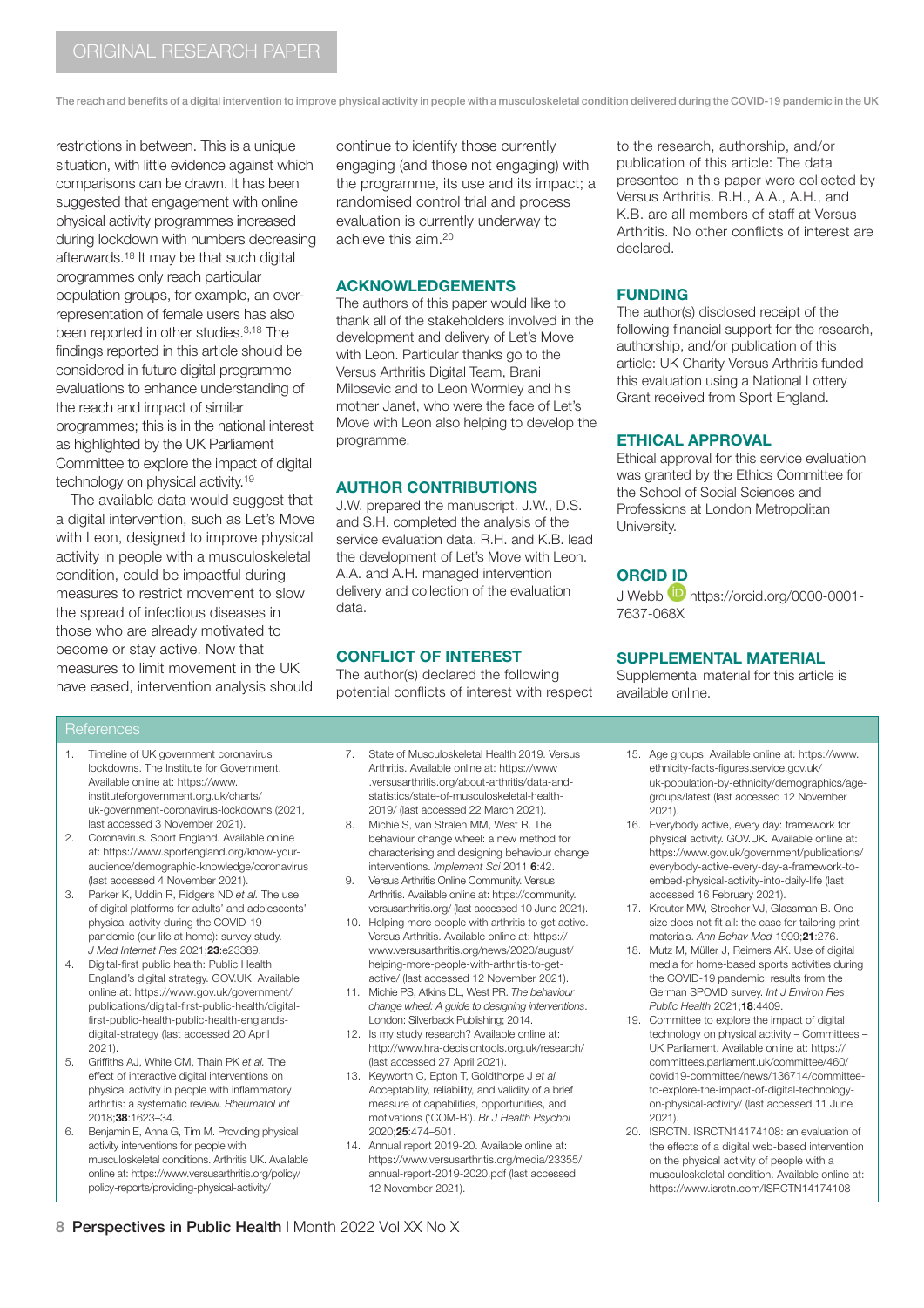restrictions in between. This is a unique situation, with little evidence against which comparisons can be drawn. It has been suggested that engagement with online physical activity programmes increased during lockdown with numbers decreasing afterwards.[18] It may be that such digital programmes only reach particular population groups, for example, an over-representation of female users has also been reported in other studies.[3,18] The findings reported in this article should be considered in future digital programme evaluations to enhance understanding of the reach and impact of similar programmes; this is in the national interest as highlighted by the UK Parliament Committee to explore the impact of digital technology on physical activity.[19]

The available data would suggest that a digital intervention, such as Let's Move with Leon, designed to improve physical activity in people with a musculoskeletal condition, could be impactful during measures to restrict movement to slow the spread of infectious diseases in those who are already motivated to become or stay active. Now that measures to limit movement in the UK have eased, intervention analysis should continue to identify those currently engaging (and those not engaging) with the programme, its use and its impact; a randomised control trial and process evaluation is currently underway to achieve this aim.[20]

## ACKNOWLEDGEMENTS

The authors of this paper would like to thank all of the stakeholders involved in the development and delivery of Let's Move with Leon. Particular thanks go to the Versus Arthritis Digital Team, Brani Milosevic and to Leon Wormley and his mother Janet, who were the face of Let's Move with Leon also helping to develop the programme.

## AUTHOR CONTRIBUTIONS

J.W. prepared the manuscript. J.W., D.S. and S.H. completed the analysis of the service evaluation data. R.H. and K.B. lead the development of Let's Move with Leon. A.A. and A.H. managed intervention delivery and collection of the evaluation data.

## CONFLICT OF INTEREST

The author(s) declared the following potential conflicts of interest with respect to the research, authorship, and/or publication of this article: The data presented in this paper were collected by Versus Arthritis. R.H., A.A., A.H., and K.B. are all members of staff at Versus Arthritis. No other conflicts of interest are declared.

## FUNDING

The author(s) disclosed receipt of the following financial support for the research, authorship, and/or publication of this article: UK Charity Versus Arthritis funded this evaluation using a National Lottery Grant received from Sport England.

## ETHICAL APPROVAL

Ethical approval for this service evaluation was granted by the Ethics Committee for the School of Social Sciences and Professions at London Metropolitan University.

## ORCID ID

J Webb https://orcid.org/0000-0001-7637-068X

## SUPPLEMENTAL MATERIAL

Supplemental material for this article is available online.

## References

1. Timeline of UK government coronavirus lockdowns. The Institute for Government. Available online at: https://www.instituteforgovernment.org.uk/charts/uk-government-coronavirus-lockdowns (2021, last accessed 3 November 2021).
2. Coronavirus. Sport England. Available online at: https://www.sportengland.org/know-your-audience/demographic-knowledge/coronavirus (last accessed 4 November 2021).
3. Parker K, Uddin R, Ridgers ND *et al.* The use of digital platforms for adults' and adolescents' physical activity during the COVID-19 pandemic (our life at home): survey study. *J Med Internet Res* 2021;**23**:e23389.
4. Digital-first public health: Public Health England's digital strategy. GOV.UK. Available online at: https://www.gov.uk/government/publications/digital-first-public-health/digital-first-public-health-public-health-englands-digital-strategy (last accessed 20 April 2021).
5. Griffiths AJ, White CM, Thain PK *et al.* The effect of interactive digital interventions on physical activity in people with inflammatory arthritis: a systematic review. *Rheumatol Int* 2018;**38**:1623–34.
6. Benjamin E, Anna G, Tim M. Providing physical activity interventions for people with musculoskeletal conditions. Arthritis UK. Available online at: https://www.versusarthritis.org/policy/policy-reports/providing-physical-activity/
7. State of Musculoskeletal Health 2019. Versus Arthritis. Available online at: https://www.versusarthritis.org/about-arthritis/data-and-statistics/state-of-musculoskeletal-health-2019/ (last accessed 22 March 2021).
8. Michie S, van Stralen MM, West R. The behaviour change wheel: a new method for characterising and designing behaviour change interventions. *Implement Sci* 2011;**6**:42.
9. Versus Arthritis Online Community. Versus Arthritis. Available online at: https://community.versusarthritis.org/ (last accessed 10 June 2021).
10. Helping more people with arthritis to get active. Versus Arthritis. Available online at: https://www.versusarthritis.org/news/2020/august/helping-more-people-with-arthritis-to-get-active/ (last accessed 12 November 2021).
11. Michie PS, Atkins DL, West PR. *The behaviour change wheel: A guide to designing interventions*. London: Silverback Publishing; 2014.
12. Is my study research? Available online at: http://www.hra-decisiontools.org.uk/research/ (last accessed 27 April 2021).
13. Keyworth C, Epton T, Goldthorpe J *et al.* Acceptability, reliability, and validity of a brief measure of capabilities, opportunities, and motivations ('COM-B'). *Br J Health Psychol* 2020;**25**:474–501.
14. Annual report 2019-20. Available online at: https://www.versusarthritis.org/media/23355/annual-report-2019-2020.pdf (last accessed 12 November 2021).
15. Age groups. Available online at: https://www.ethnicity-facts-figures.service.gov.uk/uk-population-by-ethnicity/demographics/age-groups/latest (last accessed 12 November 2021).
16. Everybody active, every day: framework for physical activity. GOV.UK. Available online at: https://www.gov.uk/government/publications/everybody-active-every-day-a-framework-to-embed-physical-activity-into-daily-life (last accessed 16 February 2021).
17. Kreuter MW, Strecher VJ, Glassman B. One size does not fit all: the case for tailoring print materials. *Ann Behav Med* 1999;**21**:276.
18. Mutz M, Müller J, Reimers AK. Use of digital media for home-based sports activities during the COVID-19 pandemic: results from the German SPOVID survey. *Int J Environ Res Public Health* 2021;**18**:4409.
19. Committee to explore the impact of digital technology on physical activity – Committees – UK Parliament. Available online at: https://committees.parliament.uk/committee/460/covid19-committee/news/136714/committee-to-explore-the-impact-of-digital-technology-on-physical-activity/ (last accessed 11 June 2021).
20. ISRCTN. ISRCTN14174108: an evaluation of the effects of a digital web-based intervention on the physical activity of people with a musculoskeletal condition. Available online at: https://www.isrctn.com/ISRCTN14174108